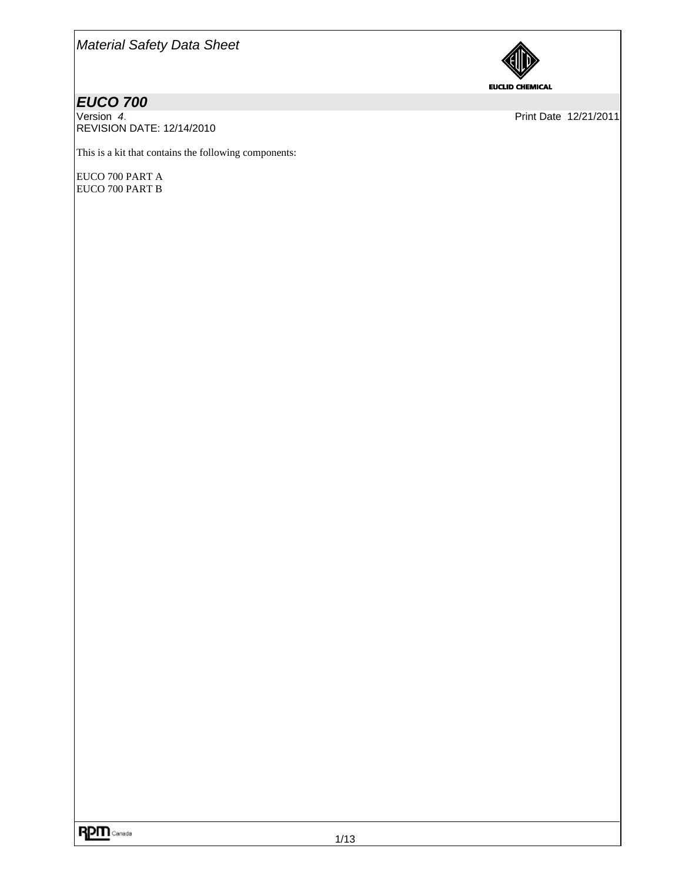*Material Safety Data Sheet*

# *EUCO 700*

Version *4.*
REVISION DATE: 12/14/2010

Print Date 12/21/2011

This is a kit that contains the following components:

EUCO 700 PART A
EUCO 700 PART B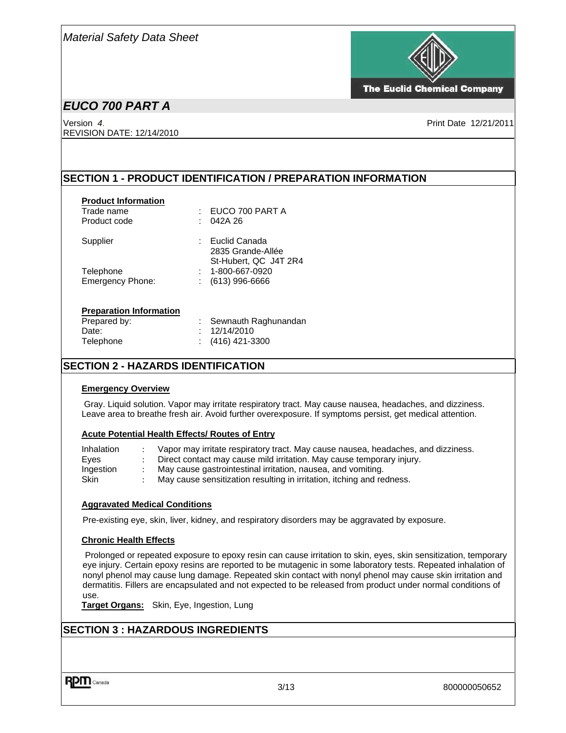Material Safety Data Sheet

# EUCO 700 PART A

Version 4.
REVISION DATE: 12/14/2010

Print Date 12/21/2011

## SECTION 1 - PRODUCT IDENTIFICATION / PREPARATION INFORMATION

**Product Information**

| | | |
|---|---|---|
| Trade name | : | EUCO 700 PART A |
| Product code | : | 042A 26 |
| Supplier | : | Euclid Canada<br>2835 Grande-Allée<br>St-Hubert, QC J4T 2R4 |
| Telephone | : | 1-800-667-0920 |
| Emergency Phone: | : | (613) 996-6666 |

**Preparation Information**

| | | |
|---|---|---|
| Prepared by: | : | Sewnauth Raghunandan |
| Date: | : | 12/14/2010 |
| Telephone | : | (416) 421-3300 |

## SECTION 2 - HAZARDS IDENTIFICATION

**Emergency Overview**

Gray. Liquid solution. Vapor may irritate respiratory tract. May cause nausea, headaches, and dizziness. Leave area to breathe fresh air. Avoid further overexposure. If symptoms persist, get medical attention.

**Acute Potential Health Effects/ Routes of Entry**

| | | |
|---|---|---|
| Inhalation | : | Vapor may irritate respiratory tract. May cause nausea, headaches, and dizziness. |
| Eyes | : | Direct contact may cause mild irritation. May cause temporary injury. |
| Ingestion | : | May cause gastrointestinal irritation, nausea, and vomiting. |
| Skin | : | May cause sensitization resulting in irritation, itching and redness. |

**Aggravated Medical Conditions**

Pre-existing eye, skin, liver, kidney, and respiratory disorders may be aggravated by exposure.

**Chronic Health Effects**

Prolonged or repeated exposure to epoxy resin can cause irritation to skin, eyes, skin sensitization, temporary eye injury. Certain epoxy resins are reported to be mutagenic in some laboratory tests. Repeated inhalation of nonyl phenol may cause lung damage. Repeated skin contact with nonyl phenol may cause skin irritation and dermatitis. Fillers are encapsulated and not expected to be released from product under normal conditions of use.

**Target Organs:** Skin, Eye, Ingestion, Lung

## SECTION 3 : HAZARDOUS INGREDIENTS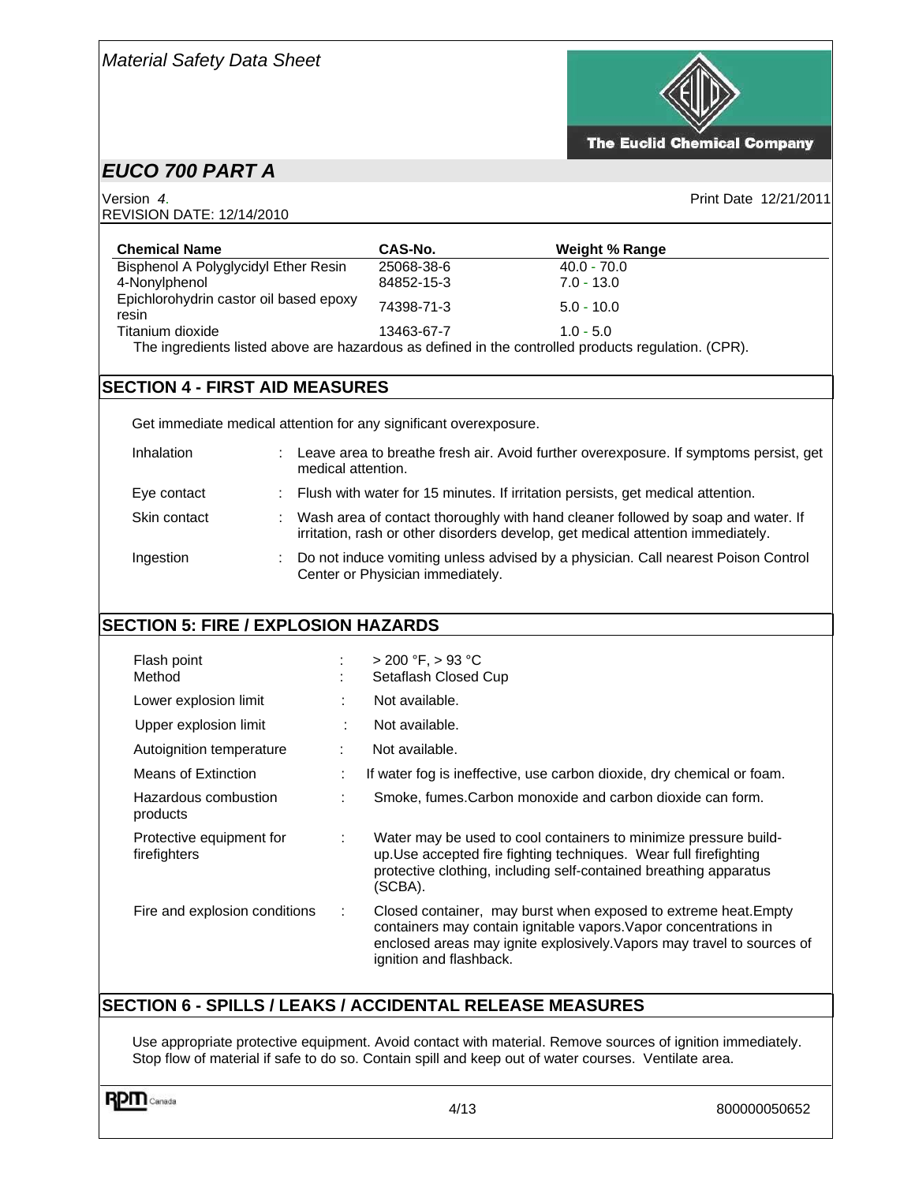| Chemical Name | CAS-No. | Weight % Range |
|---|---|---|
| Bisphenol A Polyglycidyl Ether Resin | 25068-38-6 | 40.0 - 70.0 |
| 4-Nonylphenol | 84852-15-3 | 7.0 - 13.0 |
| Epichlorohydrin castor oil based epoxy resin | 74398-71-3 | 5.0 - 10.0 |
| Titanium dioxide | 13463-67-7 | 1.0 - 5.0 |

The ingredients listed above are hazardous as defined in the controlled products regulation. (CPR).

## SECTION 4 - FIRST AID MEASURES

Get immediate medical attention for any significant overexposure.

| | |
|---|---|
| Inhalation | : Leave area to breathe fresh air. Avoid further overexposure. If symptoms persist, get medical attention. |
| Eye contact | : Flush with water for 15 minutes. If irritation persists, get medical attention. |
| Skin contact | : Wash area of contact thoroughly with hand cleaner followed by soap and water. If irritation, rash or other disorders develop, get medical attention immediately. |
| Ingestion | : Do not induce vomiting unless advised by a physician. Call nearest Poison Control Center or Physician immediately. |

## SECTION 5: FIRE / EXPLOSION HAZARDS

| | |
|---|---|
| Flash point | : > 200 °F, > 93 °C |
| Method | : Setaflash Closed Cup |
| Lower explosion limit | : Not available. |
| Upper explosion limit | : Not available. |
| Autoignition temperature | : Not available. |
| Means of Extinction | : If water fog is ineffective, use carbon dioxide, dry chemical or foam. |
| Hazardous combustion products | : Smoke, fumes.Carbon monoxide and carbon dioxide can form. |
| Protective equipment for firefighters | : Water may be used to cool containers to minimize pressure build-up.Use accepted fire fighting techniques. Wear full firefighting protective clothing, including self-contained breathing apparatus (SCBA). |
| Fire and explosion conditions | : Closed container, may burst when exposed to extreme heat.Empty containers may contain ignitable vapors.Vapor concentrations in enclosed areas may ignite explosively.Vapors may travel to sources of ignition and flashback. |

## SECTION 6 - SPILLS / LEAKS / ACCIDENTAL RELEASE MEASURES

Use appropriate protective equipment. Avoid contact with material. Remove sources of ignition immediately. Stop flow of material if safe to do so. Contain spill and keep out of water courses. Ventilate area.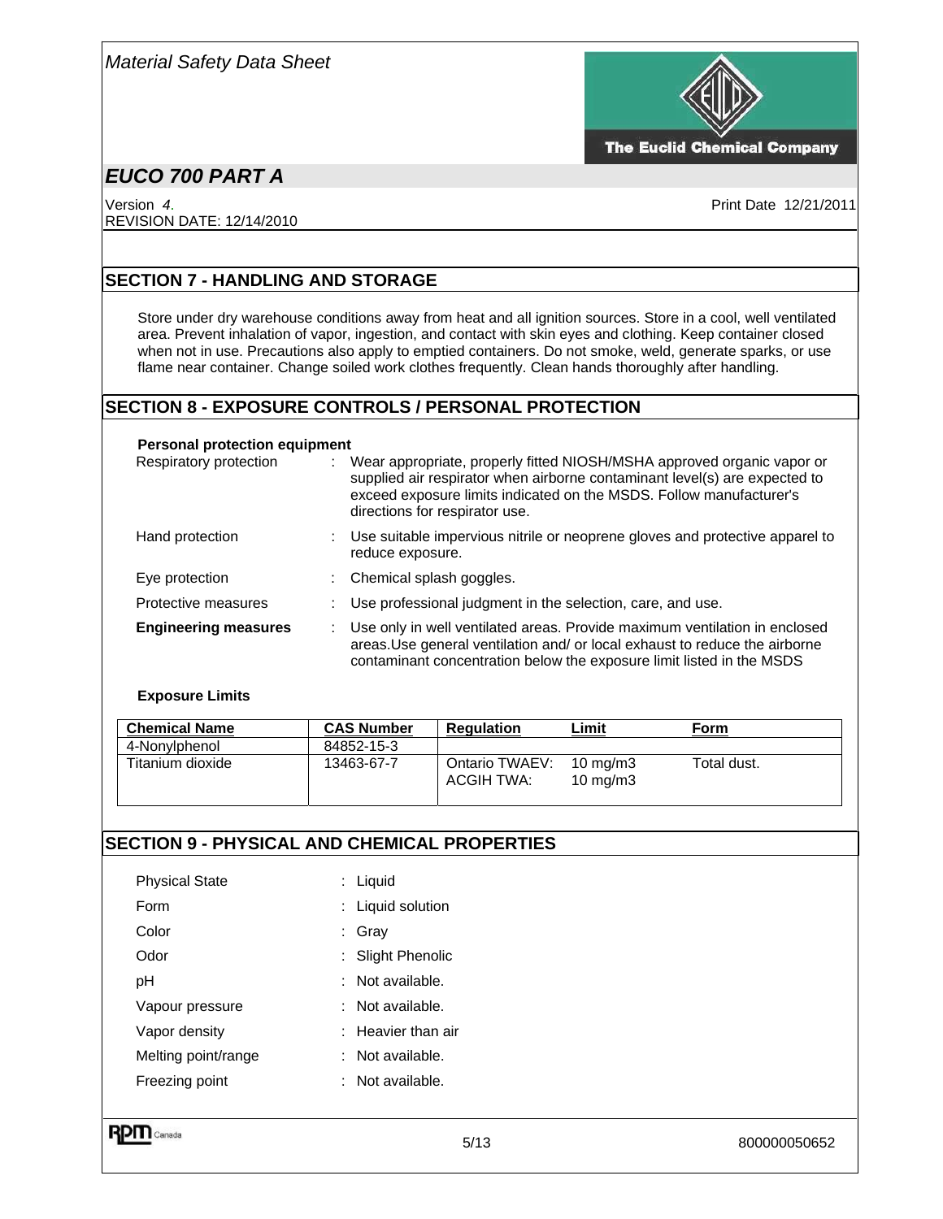## SECTION 7 - HANDLING AND STORAGE

Store under dry warehouse conditions away from heat and all ignition sources. Store in a cool, well ventilated area. Prevent inhalation of vapor, ingestion, and contact with skin eyes and clothing. Keep container closed when not in use. Precautions also apply to emptied containers. Do not smoke, weld, generate sparks, or use flame near container. Change soiled work clothes frequently. Clean hands thoroughly after handling.

## SECTION 8 - EXPOSURE CONTROLS / PERSONAL PROTECTION

**Personal protection equipment**

Respiratory protection : Wear appropriate, properly fitted NIOSH/MSHA approved organic vapor or supplied air respirator when airborne contaminant level(s) are expected to exceed exposure limits indicated on the MSDS. Follow manufacturer's directions for respirator use.

Hand protection : Use suitable impervious nitrile or neoprene gloves and protective apparel to reduce exposure.

Eye protection : Chemical splash goggles.

Protective measures : Use professional judgment in the selection, care, and use.

**Engineering measures** : Use only in well ventilated areas. Provide maximum ventilation in enclosed areas.Use general ventilation and/ or local exhaust to reduce the airborne contaminant concentration below the exposure limit listed in the MSDS

**Exposure Limits**

| Chemical Name | CAS Number | Regulation | Limit | Form |
|---|---|---|---|---|
| 4-Nonylphenol | 84852-15-3 | | | |
| Titanium dioxide | 13463-67-7 | Ontario TWAEV:<br>ACGIH TWA: | 10 mg/m3<br>10 mg/m3 | Total dust. |

## SECTION 9 - PHYSICAL AND CHEMICAL PROPERTIES

Physical State : Liquid

Form : Liquid solution

Color : Gray

Odor : Slight Phenolic

pH : Not available.

Vapour pressure : Not available.

Vapor density : Heavier than air

Melting point/range : Not available.

Freezing point : Not available.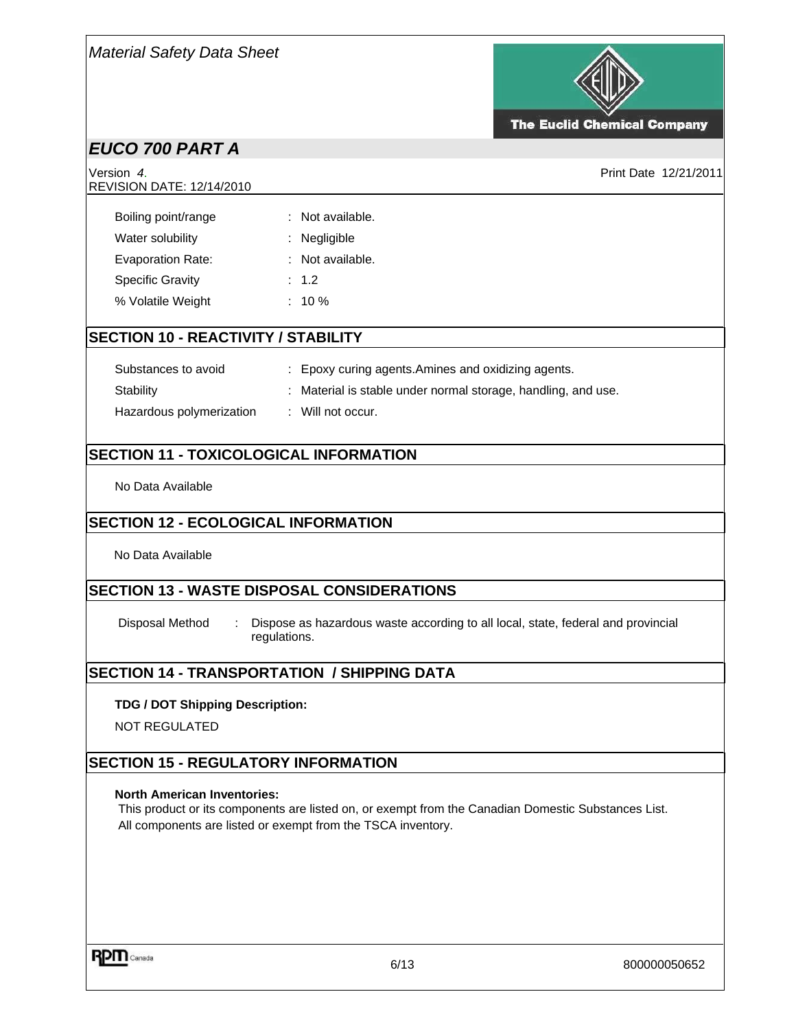| | |
|---|---|
| Boiling point/range | : Not available. |
| Water solubility | : Negligible |
| Evaporation Rate: | : Not available. |
| Specific Gravity | : 1.2 |
| % Volatile Weight | : 10 % |

## SECTION 10 - REACTIVITY / STABILITY

| | |
|---|---|
| Substances to avoid | : Epoxy curing agents.Amines and oxidizing agents. |
| Stability | : Material is stable under normal storage, handling, and use. |
| Hazardous polymerization | : Will not occur. |

## SECTION 11 - TOXICOLOGICAL INFORMATION

No Data Available

## SECTION 12 - ECOLOGICAL INFORMATION

No Data Available

## SECTION 13 - WASTE DISPOSAL CONSIDERATIONS

Disposal Method : Dispose as hazardous waste according to all local, state, federal and provincial regulations.

## SECTION 14 - TRANSPORTATION / SHIPPING DATA

**TDG / DOT Shipping Description:**

NOT REGULATED

## SECTION 15 - REGULATORY INFORMATION

**North American Inventories:**

This product or its components are listed on, or exempt from the Canadian Domestic Substances List.

All components are listed or exempt from the TSCA inventory.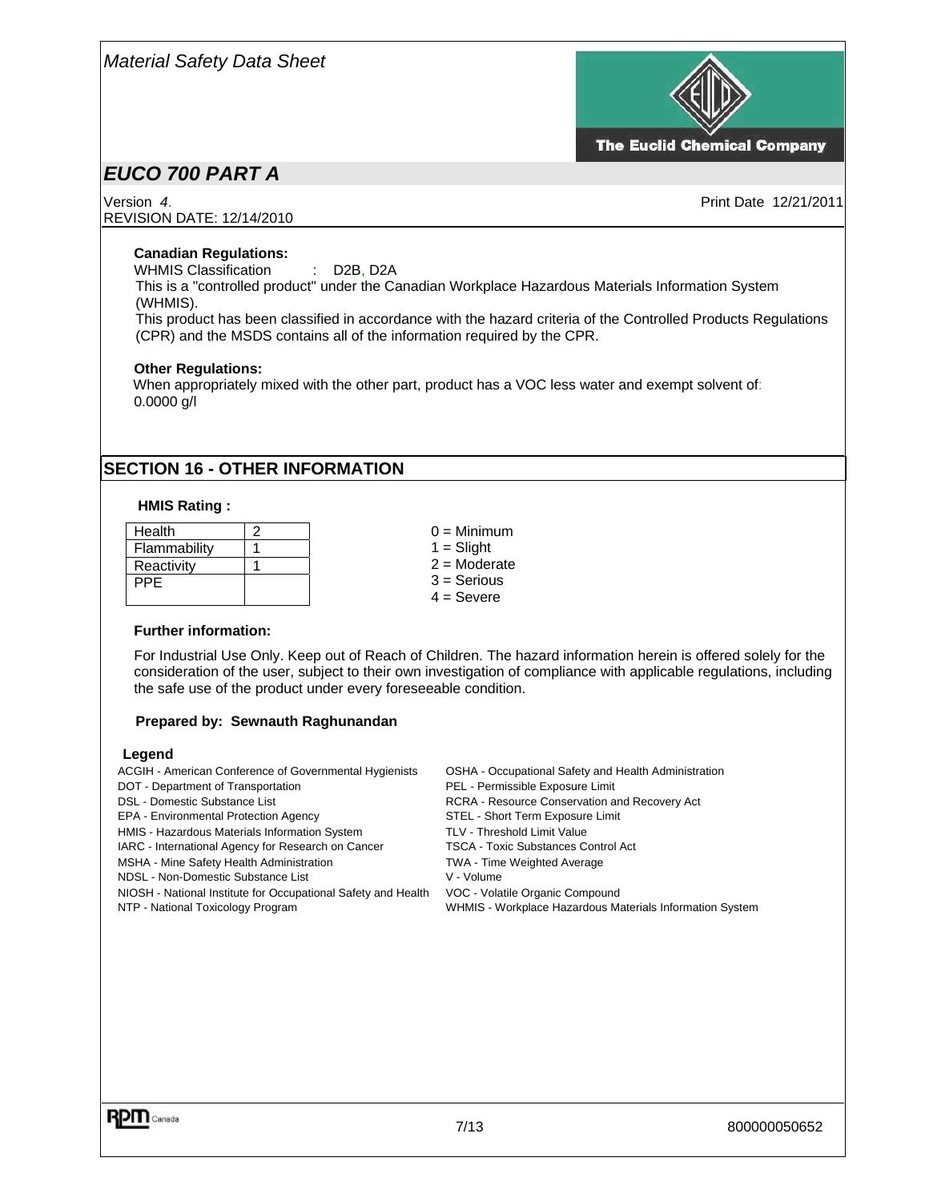**Canadian Regulations:**

WHMIS Classification : D2B, D2A

This is a "controlled product" under the Canadian Workplace Hazardous Materials Information System (WHMIS).

This product has been classified in accordance with the hazard criteria of the Controlled Products Regulations (CPR) and the MSDS contains all of the information required by the CPR.

**Other Regulations:**

When appropriately mixed with the other part, product has a VOC less water and exempt solvent of: 0.0000 g/l

## SECTION 16 - OTHER INFORMATION

**HMIS Rating :**

| Health | 2 |
|---|---|
| Flammability | 1 |
| Reactivity | 1 |
| PPE | |

0 = Minimum
1 = Slight
2 = Moderate
3 = Serious
4 = Severe

**Further information:**

For Industrial Use Only. Keep out of Reach of Children. The hazard information herein is offered solely for the consideration of the user, subject to their own investigation of compliance with applicable regulations, including the safe use of the product under every foreseeable condition.

**Prepared by: Sewnauth Raghunandan**

**Legend**

ACGIH - American Conference of Governmental Hygienists
DOT - Department of Transportation
DSL - Domestic Substance List
EPA - Environmental Protection Agency
HMIS - Hazardous Materials Information System
IARC - International Agency for Research on Cancer
MSHA - Mine Safety Health Administration
NDSL - Non-Domestic Substance List
NIOSH - National Institute for Occupational Safety and Health
NTP - National Toxicology Program
OSHA - Occupational Safety and Health Administration
PEL - Permissible Exposure Limit
RCRA - Resource Conservation and Recovery Act
STEL - Short Term Exposure Limit
TLV - Threshold Limit Value
TSCA - Toxic Substances Control Act
TWA - Time Weighted Average
V - Volume
VOC - Volatile Organic Compound
WHMIS - Workplace Hazardous Materials Information System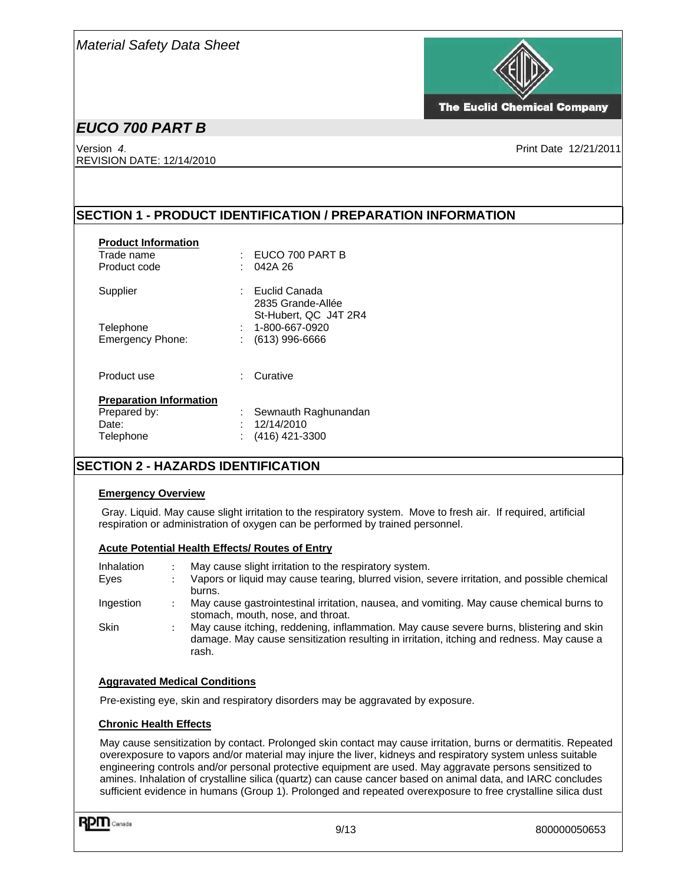*Material Safety Data Sheet*

## *EUCO 700 PART B*

Version *4.*
REVISION DATE: 12/14/2010

Print Date 12/21/2011

## SECTION 1 - PRODUCT IDENTIFICATION / PREPARATION INFORMATION

**Product Information**

| | | |
|---|---|---|
| Trade name | : | EUCO 700 PART B |
| Product code | : | 042A 26 |
| Supplier | : | Euclid Canada<br>2835 Grande-Allée<br>St-Hubert, QC J4T 2R4 |
| Telephone | : | 1-800-667-0920 |
| Emergency Phone: | : | (613) 996-6666 |
| Product use | : | Curative |

**Preparation Information**

| | | |
|---|---|---|
| Prepared by: | : | Sewnauth Raghunandan |
| Date: | : | 12/14/2010 |
| Telephone | : | (416) 421-3300 |

## SECTION 2 - HAZARDS IDENTIFICATION

**Emergency Overview**

Gray. Liquid. May cause slight irritation to the respiratory system. Move to fresh air. If required, artificial respiration or administration of oxygen can be performed by trained personnel.

**Acute Potential Health Effects/ Routes of Entry**

| | | |
|---|---|---|
| Inhalation | : | May cause slight irritation to the respiratory system. |
| Eyes | : | Vapors or liquid may cause tearing, blurred vision, severe irritation, and possible chemical burns. |
| Ingestion | : | May cause gastrointestinal irritation, nausea, and vomiting. May cause chemical burns to stomach, mouth, nose, and throat. |
| Skin | : | May cause itching, reddening, inflammation. May cause severe burns, blistering and skin damage. May cause sensitization resulting in irritation, itching and redness. May cause a rash. |

**Aggravated Medical Conditions**

Pre-existing eye, skin and respiratory disorders may be aggravated by exposure.

**Chronic Health Effects**

May cause sensitization by contact. Prolonged skin contact may cause irritation, burns or dermatitis. Repeated overexposure to vapors and/or material may injure the liver, kidneys and respiratory system unless suitable engineering controls and/or personal protective equipment are used. May aggravate persons sensitized to amines. Inhalation of crystalline silica (quartz) can cause cancer based on animal data, and IARC concludes sufficient evidence in humans (Group 1). Prolonged and repeated overexposure to free crystalline silica dust

800000050653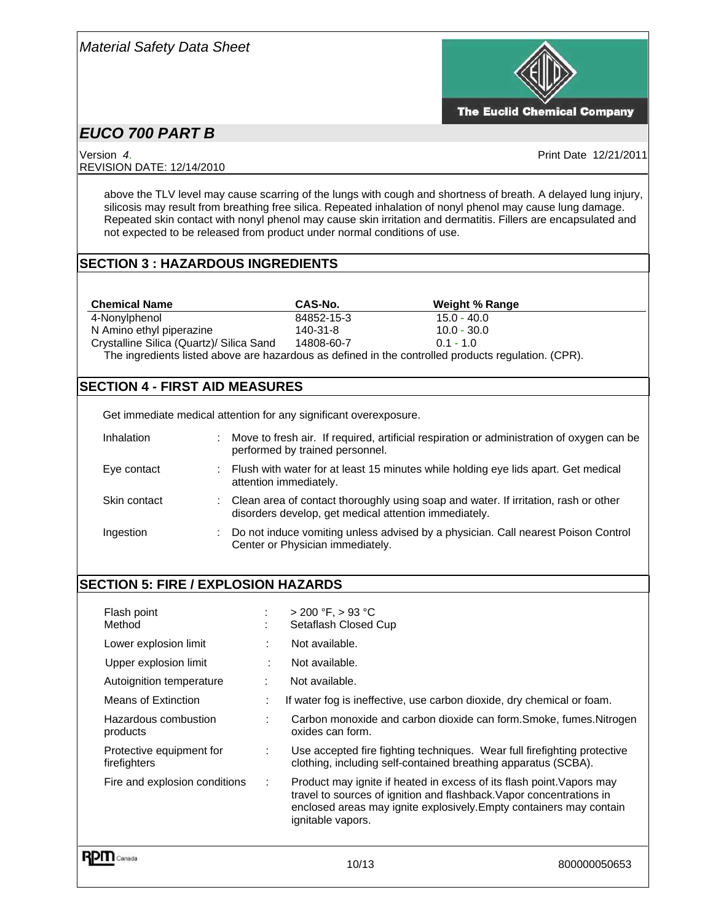above the TLV level may cause scarring of the lungs with cough and shortness of breath. A delayed lung injury, silicosis may result from breathing free silica. Repeated inhalation of nonyl phenol may cause lung damage. Repeated skin contact with nonyl phenol may cause skin irritation and dermatitis. Fillers are encapsulated and not expected to be released from product under normal conditions of use.

## SECTION 3 : HAZARDOUS INGREDIENTS

| Chemical Name | CAS-No. | Weight % Range |
|---|---|---|
| 4-Nonylphenol | 84852-15-3 | 15.0 - 40.0 |
| N Amino ethyl piperazine | 140-31-8 | 10.0 - 30.0 |
| Crystalline Silica (Quartz)/ Silica Sand | 14808-60-7 | 0.1 - 1.0 |

The ingredients listed above are hazardous as defined in the controlled products regulation. (CPR).

## SECTION 4 - FIRST AID MEASURES

Get immediate medical attention for any significant overexposure.

- **Inhalation** : Move to fresh air. If required, artificial respiration or administration of oxygen can be performed by trained personnel.
- **Eye contact** : Flush with water for at least 15 minutes while holding eye lids apart. Get medical attention immediately.
- **Skin contact** : Clean area of contact thoroughly using soap and water. If irritation, rash or other disorders develop, get medical attention immediately.
- **Ingestion** : Do not induce vomiting unless advised by a physician. Call nearest Poison Control Center or Physician immediately.

## SECTION 5: FIRE / EXPLOSION HAZARDS

- **Flash point** : > 200 °F, > 93 °C
- **Method** : Setaflash Closed Cup
- **Lower explosion limit** : Not available.
- **Upper explosion limit** : Not available.
- **Autoignition temperature** : Not available.
- **Means of Extinction** : If water fog is ineffective, use carbon dioxide, dry chemical or foam.
- **Hazardous combustion products** : Carbon monoxide and carbon dioxide can form.Smoke, fumes.Nitrogen oxides can form.
- **Protective equipment for firefighters** : Use accepted fire fighting techniques. Wear full firefighting protective clothing, including self-contained breathing apparatus (SCBA).
- **Fire and explosion conditions** : Product may ignite if heated in excess of its flash point.Vapors may travel to sources of ignition and flashback.Vapor concentrations in enclosed areas may ignite explosively.Empty containers may contain ignitable vapors.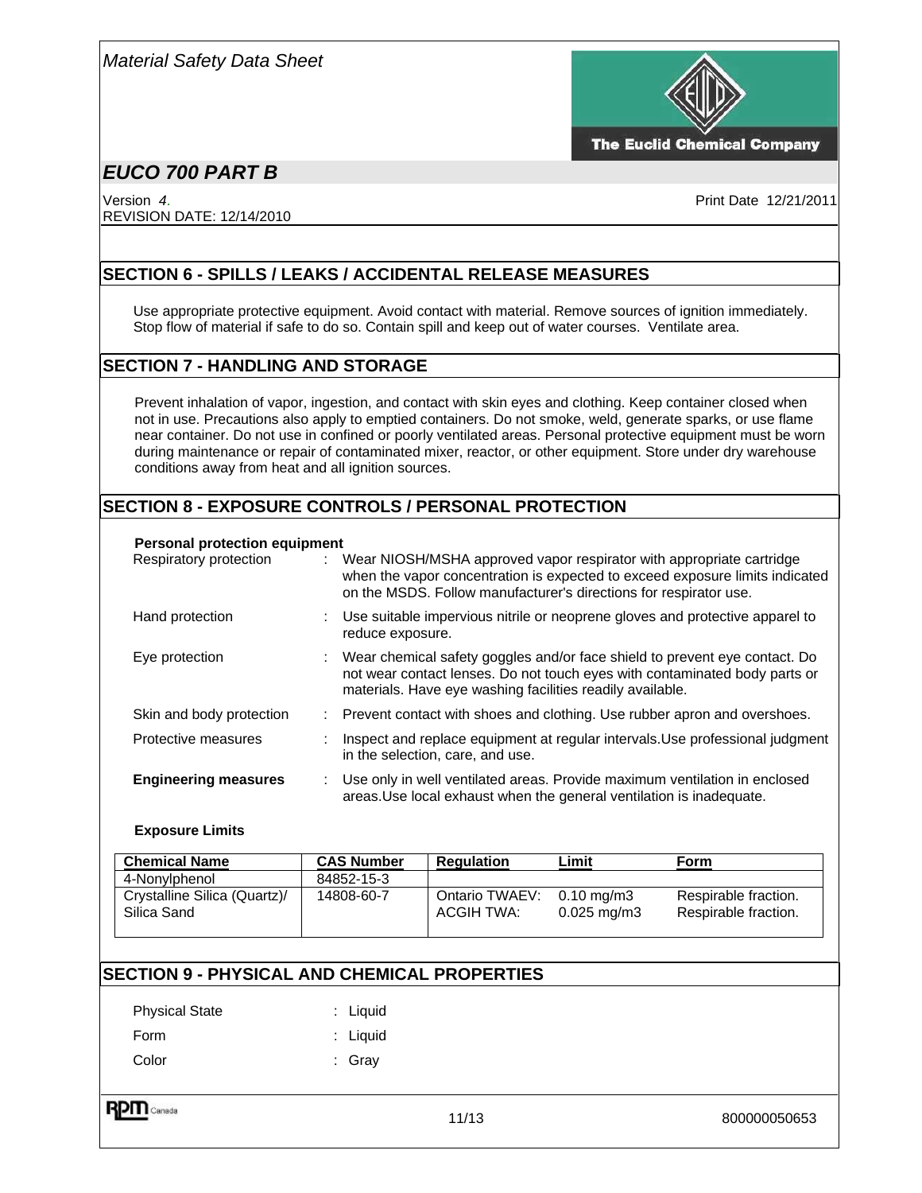# Material Safety Data Sheet

The Euclid Chemical Company

## EUCO 700 PART B

Version *4.*
REVISION DATE: 12/14/2010

Print Date 12/21/2011

## SECTION 6 - SPILLS / LEAKS / ACCIDENTAL RELEASE MEASURES

Use appropriate protective equipment. Avoid contact with material. Remove sources of ignition immediately. Stop flow of material if safe to do so. Contain spill and keep out of water courses. Ventilate area.

## SECTION 7 - HANDLING AND STORAGE

Prevent inhalation of vapor, ingestion, and contact with skin eyes and clothing. Keep container closed when not in use. Precautions also apply to emptied containers. Do not smoke, weld, generate sparks, or use flame near container. Do not use in confined or poorly ventilated areas. Personal protective equipment must be worn during maintenance or repair of contaminated mixer, reactor, or other equipment. Store under dry warehouse conditions away from heat and all ignition sources.

## SECTION 8 - EXPOSURE CONTROLS / PERSONAL PROTECTION

**Personal protection equipment**

| | | |
|---|---|---|
| Respiratory protection | : | Wear NIOSH/MSHA approved vapor respirator with appropriate cartridge when the vapor concentration is expected to exceed exposure limits indicated on the MSDS. Follow manufacturer's directions for respirator use. |
| Hand protection | : | Use suitable impervious nitrile or neoprene gloves and protective apparel to reduce exposure. |
| Eye protection | : | Wear chemical safety goggles and/or face shield to prevent eye contact. Do not wear contact lenses. Do not touch eyes with contaminated body parts or materials. Have eye washing facilities readily available. |
| Skin and body protection | : | Prevent contact with shoes and clothing. Use rubber apron and overshoes. |
| Protective measures | : | Inspect and replace equipment at regular intervals.Use professional judgment in the selection, care, and use. |
| **Engineering measures** | : | Use only in well ventilated areas. Provide maximum ventilation in enclosed areas.Use local exhaust when the general ventilation is inadequate. |

**Exposure Limits**

| Chemical Name | CAS Number | Regulation | Limit | Form |
|---|---|---|---|---|
| 4-Nonylphenol | 84852-15-3 | | | |
| Crystalline Silica (Quartz)/ Silica Sand | 14808-60-7 | Ontario TWAEV:<br>ACGIH TWA: | 0.10 mg/m3<br>0.025 mg/m3 | Respirable fraction.<br>Respirable fraction. |

## SECTION 9 - PHYSICAL AND CHEMICAL PROPERTIES

| | | |
|---|---|---|
| Physical State | : | Liquid |
| Form | : | Liquid |
| Color | : | Gray |

800000050653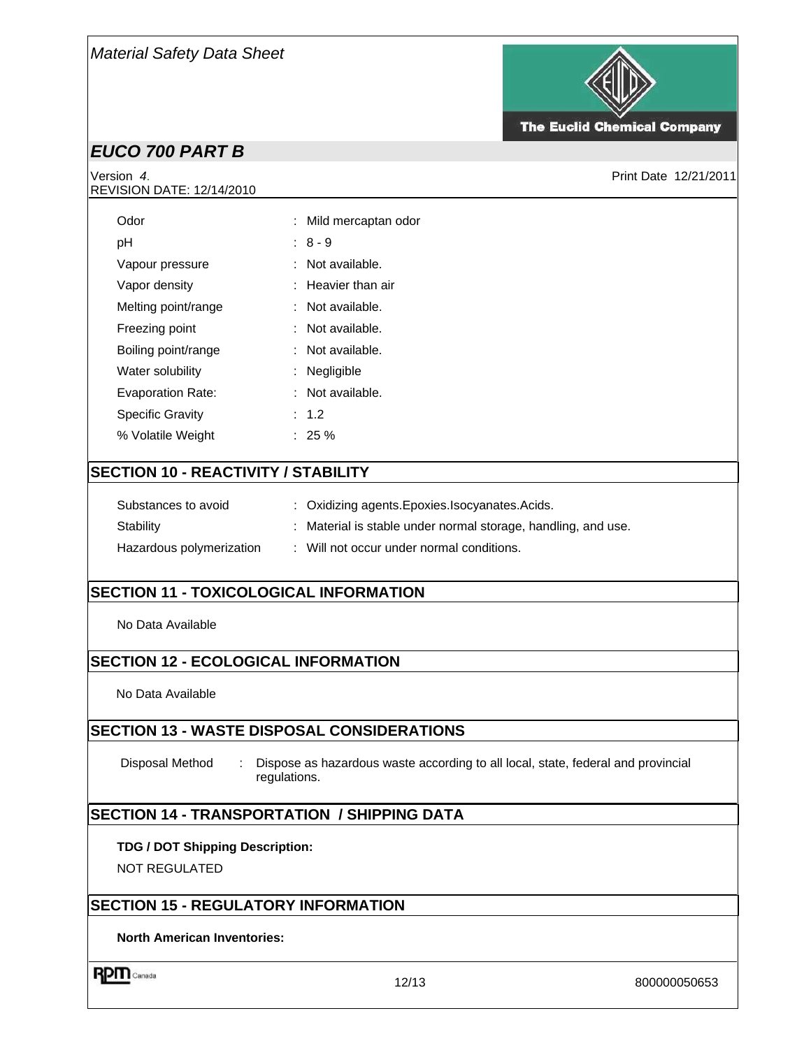| | |
|---|---|
| Odor | : Mild mercaptan odor |
| pH | : 8 - 9 |
| Vapour pressure | : Not available. |
| Vapor density | : Heavier than air |
| Melting point/range | : Not available. |
| Freezing point | : Not available. |
| Boiling point/range | : Not available. |
| Water solubility | : Negligible |
| Evaporation Rate: | : Not available. |
| Specific Gravity | : 1.2 |
| % Volatile Weight | : 25 % |

## SECTION 10 - REACTIVITY / STABILITY

| | |
|---|---|
| Substances to avoid | : Oxidizing agents.Epoxies.Isocyanates.Acids. |
| Stability | : Material is stable under normal storage, handling, and use. |
| Hazardous polymerization | : Will not occur under normal conditions. |

## SECTION 11 - TOXICOLOGICAL INFORMATION

No Data Available

## SECTION 12 - ECOLOGICAL INFORMATION

No Data Available

## SECTION 13 - WASTE DISPOSAL CONSIDERATIONS

Disposal Method : Dispose as hazardous waste according to all local, state, federal and provincial regulations.

## SECTION 14 - TRANSPORTATION / SHIPPING DATA

**TDG / DOT Shipping Description:**

NOT REGULATED

## SECTION 15 - REGULATORY INFORMATION

**North American Inventories:**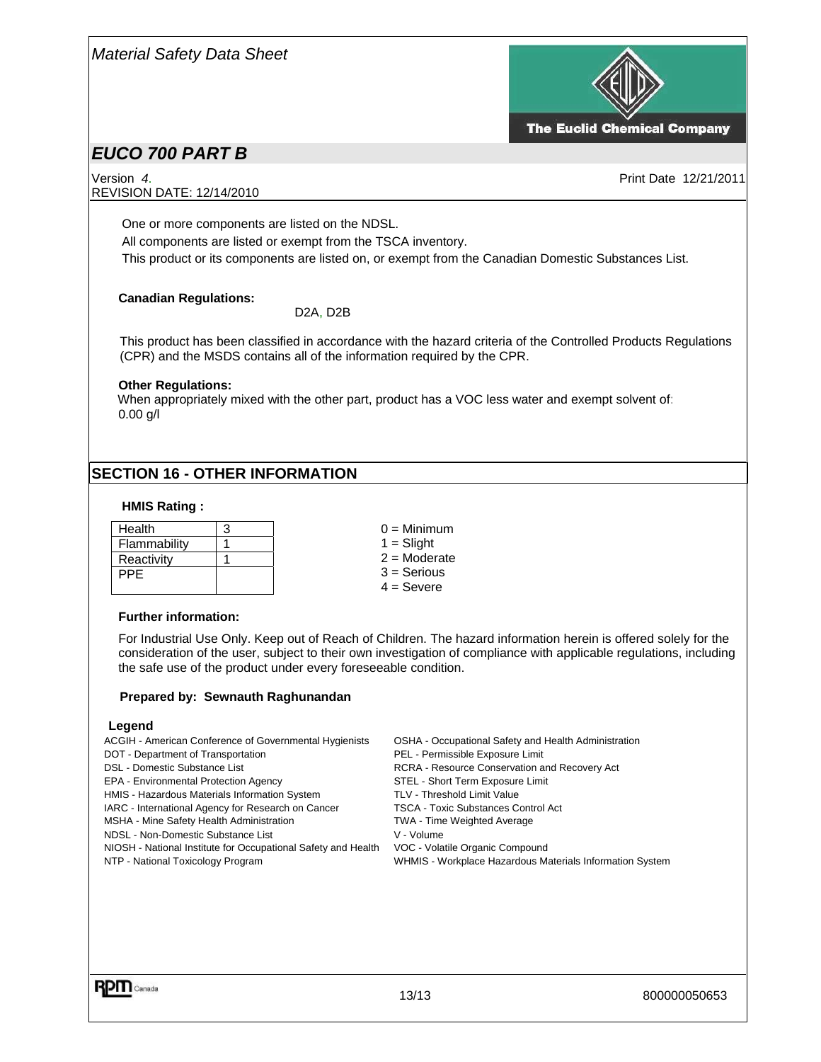*Material Safety Data Sheet*

## *EUCO 700 PART B*

Version *4*.
REVISION DATE: 12/14/2010

Print Date 12/21/2011

One or more components are listed on the NDSL.
All components are listed or exempt from the TSCA inventory.
This product or its components are listed on, or exempt from the Canadian Domestic Substances List.

**Canadian Regulations:**

D2A, D2B

This product has been classified in accordance with the hazard criteria of the Controlled Products Regulations (CPR) and the MSDS contains all of the information required by the CPR.

**Other Regulations:**
When appropriately mixed with the other part, product has a VOC less water and exempt solvent of:
0.00 g/l

## SECTION 16 - OTHER INFORMATION

**HMIS Rating :**

| | |
|---|---|
| Health | 3 |
| Flammability | 1 |
| Reactivity | 1 |
| PPE | |

0 = Minimum
1 = Slight
2 = Moderate
3 = Serious
4 = Severe

**Further information:**

For Industrial Use Only. Keep out of Reach of Children. The hazard information herein is offered solely for the consideration of the user, subject to their own investigation of compliance with applicable regulations, including the safe use of the product under every foreseeable condition.

**Prepared by: Sewnauth Raghunandan**

**Legend**

ACGIH - American Conference of Governmental Hygienists
DOT - Department of Transportation
DSL - Domestic Substance List
EPA - Environmental Protection Agency
HMIS - Hazardous Materials Information System
IARC - International Agency for Research on Cancer
MSHA - Mine Safety Health Administration
NDSL - Non-Domestic Substance List
NIOSH - National Institute for Occupational Safety and Health
NTP - National Toxicology Program
OSHA - Occupational Safety and Health Administration
PEL - Permissible Exposure Limit
RCRA - Resource Conservation and Recovery Act
STEL - Short Term Exposure Limit
TLV - Threshold Limit Value
TSCA - Toxic Substances Control Act
TWA - Time Weighted Average
V - Volume
VOC - Volatile Organic Compound
WHMIS - Workplace Hazardous Materials Information System

800000050653